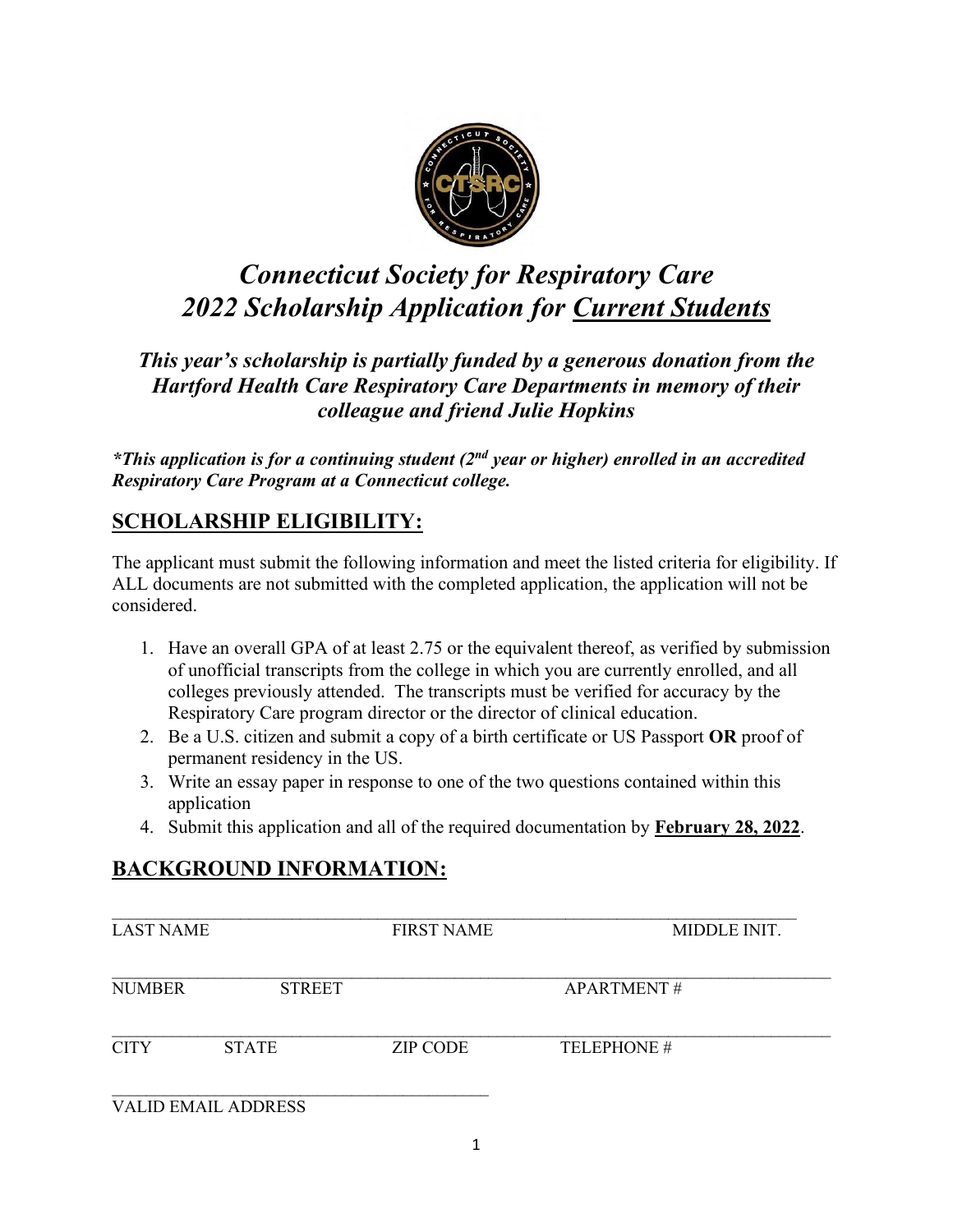# *Connecticut Society for Respiratory Care*
# *2022 Scholarship Application for Current Students*

***This year's scholarship is partially funded by a generous donation from the Hartford Health Care Respiratory Care Departments in memory of their colleague and friend Julie Hopkins***

***\*This application is for a continuing student (2nd year or higher) enrolled in an accredited Respiratory Care Program at a Connecticut college.***

## SCHOLARSHIP ELIGIBILITY:

The applicant must submit the following information and meet the listed criteria for eligibility. If ALL documents are not submitted with the completed application, the application will not be considered.

1. Have an overall GPA of at least 2.75 or the equivalent thereof, as verified by submission of unofficial transcripts from the college in which you are currently enrolled, and all colleges previously attended. The transcripts must be verified for accuracy by the Respiratory Care program director or the director of clinical education.
2. Be a U.S. citizen and submit a copy of a birth certificate or US Passport **OR** proof of permanent residency in the US.
3. Write an essay paper in response to one of the two questions contained within this application
4. Submit this application and all of the required documentation by **February 28, 2022**.

## BACKGROUND INFORMATION:

\_\_\_\_\_\_\_\_\_\_\_\_\_\_\_\_\_\_\_\_\_\_\_\_\_\_\_\_\_\_\_\_\_\_\_\_\_\_\_\_\_\_\_\_\_\_\_\_\_\_\_\_\_\_\_\_\_\_\_\_\_\_\_\_\_\_\_\_\_\_\_\_\_\_\_\_\_\_\_\_
LAST NAME FIRST NAME MIDDLE INIT.

\_\_\_\_\_\_\_\_\_\_\_\_\_\_\_\_\_\_\_\_\_\_\_\_\_\_\_\_\_\_\_\_\_\_\_\_\_\_\_\_\_\_\_\_\_\_\_\_\_\_\_\_\_\_\_\_\_\_\_\_\_\_\_\_\_\_\_\_\_\_\_\_\_\_\_\_\_\_\_\_
NUMBER STREET APARTMENT #

\_\_\_\_\_\_\_\_\_\_\_\_\_\_\_\_\_\_\_\_\_\_\_\_\_\_\_\_\_\_\_\_\_\_\_\_\_\_\_\_\_\_\_\_\_\_\_\_\_\_\_\_\_\_\_\_\_\_\_\_\_\_\_\_\_\_\_\_\_\_\_\_\_\_\_\_\_\_\_\_
CITY STATE ZIP CODE TELEPHONE #

\_\_\_\_\_\_\_\_\_\_\_\_\_\_\_\_\_\_\_\_\_\_\_\_\_\_\_\_\_\_\_\_\_\_\_\_\_\_\_\_\_\_\_\_
VALID EMAIL ADDRESS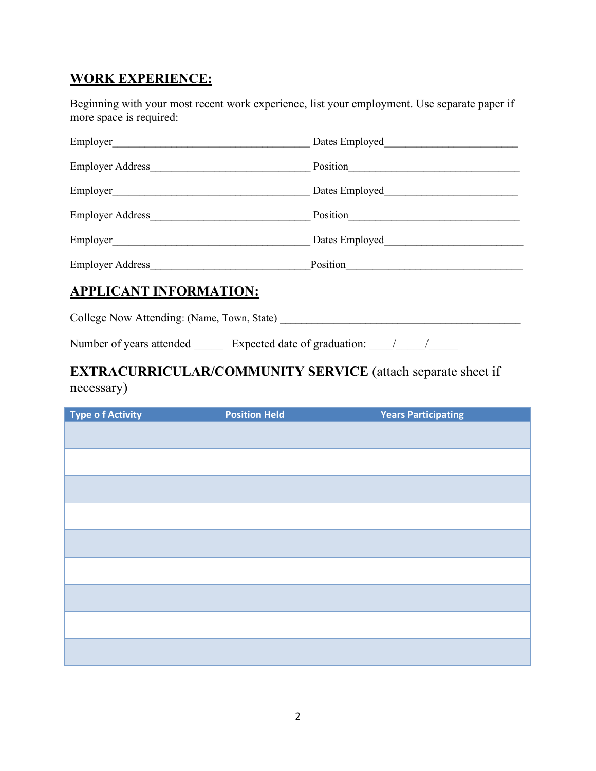## WORK EXPERIENCE:

Beginning with your most recent work experience, list your employment. Use separate paper if more space is required:

Employer_____________________________________ Dates Employed________________________

Employer Address_____________________________ Position________________________________

Employer_____________________________________ Dates Employed________________________

Employer Address_____________________________ Position________________________________

Employer_____________________________________ Dates Employed__________________________

Employer Address_____________________________Position_________________________________

## APPLICANT INFORMATION:

College Now Attending: (Name, Town, State) _____________________________________________

Number of years attended _____ Expected date of graduation: ____/_____/_____

### EXTRACURRICULAR/COMMUNITY SERVICE (attach separate sheet if necessary)

| Type o f Activity | Position Held | Years Participating |
|---|---|---|
| | | |
| | | |
| | | |
| | | |
| | | |
| | | |
| | | |
| | | |
| | | |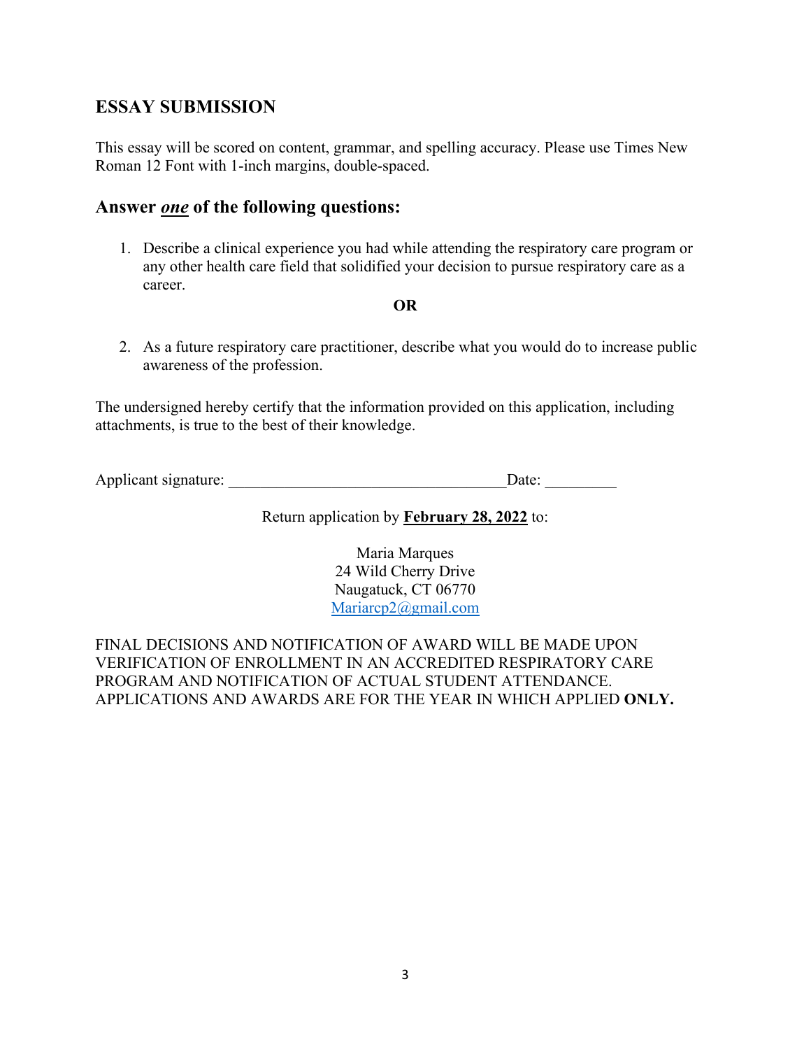## ESSAY SUBMISSION

This essay will be scored on content, grammar, and spelling accuracy. Please use Times New Roman 12 Font with 1-inch margins, double-spaced.

### Answer ***one*** of the following questions:

1. Describe a clinical experience you had while attending the respiratory care program or any other health care field that solidified your decision to pursue respiratory care as a career.

**OR**

2. As a future respiratory care practitioner, describe what you would do to increase public awareness of the profession.

The undersigned hereby certify that the information provided on this application, including attachments, is true to the best of their knowledge.

Applicant signature: ___________________________________Date: _________

Return application by **February 28, 2022** to:

Maria Marques
24 Wild Cherry Drive
Naugatuck, CT 06770
Mariarcp2@gmail.com

FINAL DECISIONS AND NOTIFICATION OF AWARD WILL BE MADE UPON VERIFICATION OF ENROLLMENT IN AN ACCREDITED RESPIRATORY CARE PROGRAM AND NOTIFICATION OF ACTUAL STUDENT ATTENDANCE. APPLICATIONS AND AWARDS ARE FOR THE YEAR IN WHICH APPLIED **ONLY.**